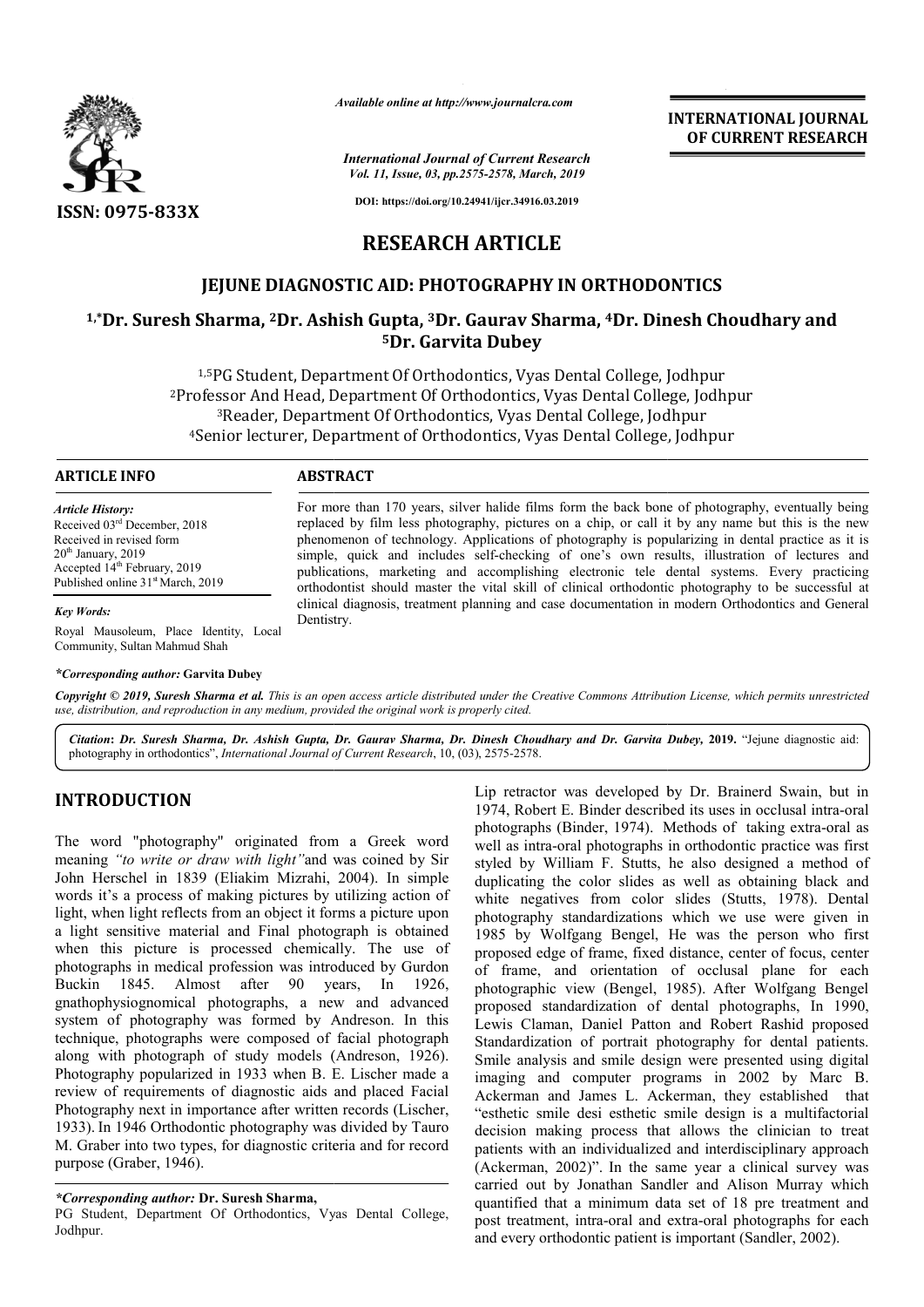*Available online at http://www.journalcra.com*

*International Journal of Current Research*
*Vol. 11, Issue, 03, pp.2575-2578, March, 2019*

**DOI: https://doi.org/10.24941/ijcr.34916.03.2019**

ISSN: 0975-833X

**INTERNATIONAL JOURNAL OF CURRENT RESEARCH**

# RESEARCH ARTICLE

## JEJUNE DIAGNOSTIC AID: PHOTOGRAPHY IN ORTHODONTICS

**[1,*]Dr. Suresh Sharma, [2]Dr. Ashish Gupta, [3]Dr. Gaurav Sharma, [4]Dr. Dinesh Choudhary and [5]Dr. Garvita Dubey**

[1,5]PG Student, Department Of Orthodontics, Vyas Dental College, Jodhpur
[2]Professor And Head, Department Of Orthodontics, Vyas Dental College, Jodhpur
[3]Reader, Department Of Orthodontics, Vyas Dental College, Jodhpur
[4]Senior lecturer, Department of Orthodontics, Vyas Dental College, Jodhpur

**ARTICLE INFO**

*Article History:*
Received 03rd December, 2018
Received in revised form
20th January, 2019
Accepted 14th February, 2019
Published online 31st March, 2019

*Key Words:*
Royal Mausoleum, Place Identity, Local Community, Sultan Mahmud Shah

***Corresponding author:* Garvita Dubey**

**ABSTRACT**

For more than 170 years, silver halide films form the back bone of photography, eventually being replaced by film less photography, pictures on a chip, or call it by any name but this is the new phenomenon of technology. Applications of photography is popularizing in dental practice as it is simple, quick and includes self-checking of one's own results, illustration of lectures and publications, marketing and accomplishing electronic tele dental systems. Every practicing orthodontist should master the vital skill of clinical orthodontic photography to be successful at clinical diagnosis, treatment planning and case documentation in modern Orthodontics and General Dentistry.

*Copyright © 2019, Suresh Sharma et al. This is an open access article distributed under the Creative Commons Attribution License, which permits unrestricted use, distribution, and reproduction in any medium, provided the original work is properly cited.*

*Citation*: *Dr. Suresh Sharma, Dr. Ashish Gupta, Dr. Gaurav Sharma, Dr. Dinesh Choudhary and Dr. Garvita Dubey,* **2019.** "Jejune diagnostic aid: photography in orthodontics", *International Journal of Current Research*, 10, (03), 2575-2578.

# INTRODUCTION

The word "photography" originated from a Greek word meaning *"to write or draw with light"*and was coined by Sir John Herschel in 1839 (Eliakim Mizrahi, 2004). In simple words it's a process of making pictures by utilizing action of light, when light reflects from an object it forms a picture upon a light sensitive material and Final photograph is obtained when this picture is processed chemically. The use of photographs in medical profession was introduced by Gurdon Buckin 1845. Almost after 90 years, In 1926, gnathophysiognomical photographs, a new and advanced system of photography was formed by Andreson. In this technique, photographs were composed of facial photograph along with photograph of study models (Andreson, 1926). Photography popularized in 1933 when B. E. Lischer made a review of requirements of diagnostic aids and placed Facial Photography next in importance after written records (Lischer, 1933). In 1946 Orthodontic photography was divided by Tauro M. Graber into two types, for diagnostic criteria and for record purpose (Graber, 1946).

Lip retractor was developed by Dr. Brainerd Swain, but in 1974, Robert E. Binder described its uses in occlusal intra-oral photographs (Binder, 1974). Methods of taking extra-oral as well as intra-oral photographs in orthodontic practice was first styled by William F. Stutts, he also designed a method of duplicating the color slides as well as obtaining black and white negatives from color slides (Stutts, 1978). Dental photography standardizations which we use were given in 1985 by Wolfgang Bengel, He was the person who first proposed edge of frame, fixed distance, center of focus, center of frame, and orientation of occlusal plane for each photographic view (Bengel, 1985). After Wolfgang Bengel proposed standardization of dental photographs, In 1990, Lewis Claman, Daniel Patton and Robert Rashid proposed Standardization of portrait photography for dental patients. Smile analysis and smile design were presented using digital imaging and computer programs in 2002 by Marc B. Ackerman and James L. Ackerman, they established that "esthetic smile desi esthetic smile design is a multifactorial decision making process that allows the clinician to treat patients with an individualized and interdisciplinary approach (Ackerman, 2002)". In the same year a clinical survey was carried out by Jonathan Sandler and Alison Murray which quantified that a minimum data set of 18 pre treatment and post treatment, intra-oral and extra-oral photographs for each and every orthodontic patient is important (Sandler, 2002).

***Corresponding author:* Dr. Suresh Sharma,**
PG Student, Department Of Orthodontics, Vyas Dental College, Jodhpur.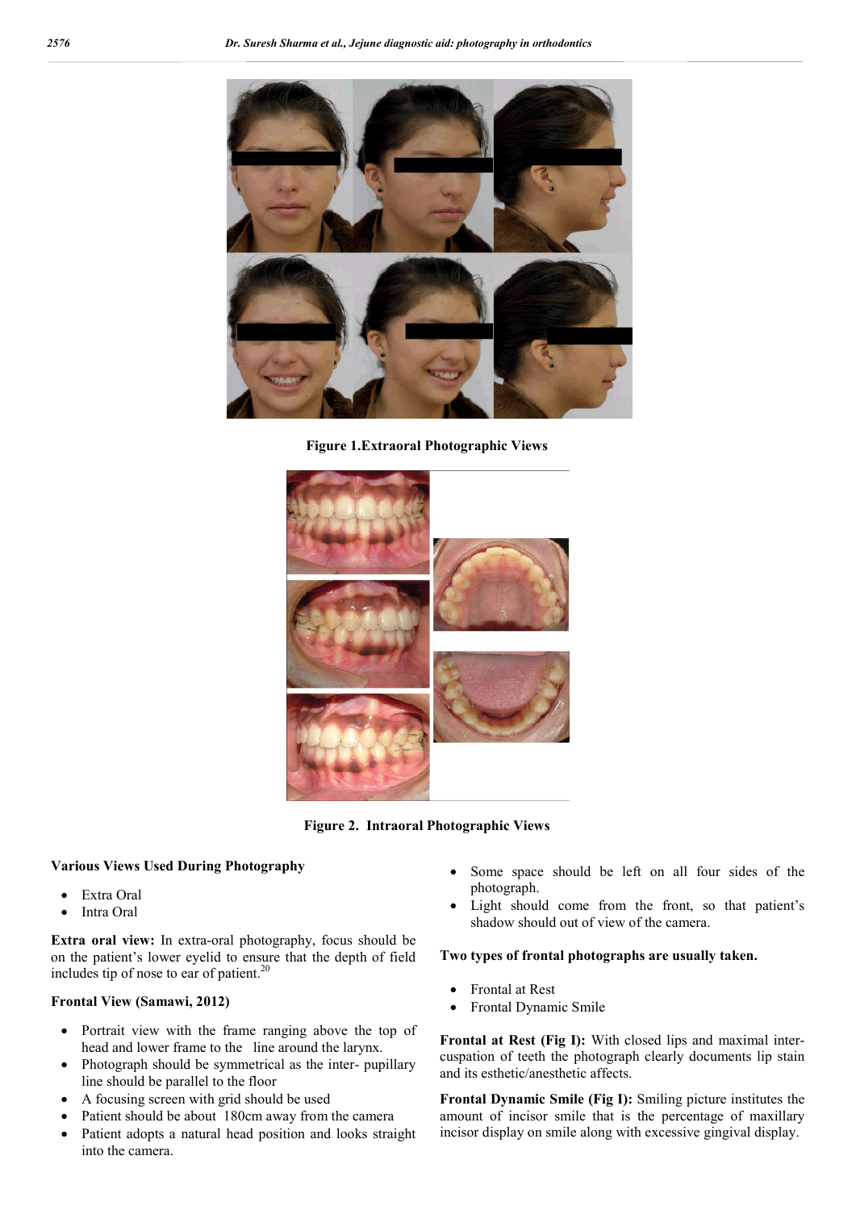Figure 1.Extraoral Photographic Views

Figure 2. Intraoral Photographic Views

**Various Views Used During Photography**

- Extra Oral
- Intra Oral

**Extra oral view:** In extra-oral photography, focus should be on the patient's lower eyelid to ensure that the depth of field includes tip of nose to ear of patient.[20]

**Frontal View (Samawi, 2012)**

- Portrait view with the frame ranging above the top of head and lower frame to the line around the larynx.
- Photograph should be symmetrical as the inter- pupillary line should be parallel to the floor
- A focusing screen with grid should be used
- Patient should be about 180cm away from the camera
- Patient adopts a natural head position and looks straight into the camera.
- Some space should be left on all four sides of the photograph.
- Light should come from the front, so that patient's shadow should out of view of the camera.

**Two types of frontal photographs are usually taken.**

- Frontal at Rest
- Frontal Dynamic Smile

**Frontal at Rest (Fig I):** With closed lips and maximal inter-cuspation of teeth the photograph clearly documents lip stain and its esthetic/anesthetic affects.

**Frontal Dynamic Smile (Fig I):** Smiling picture institutes the amount of incisor smile that is the percentage of maxillary incisor display on smile along with excessive gingival display.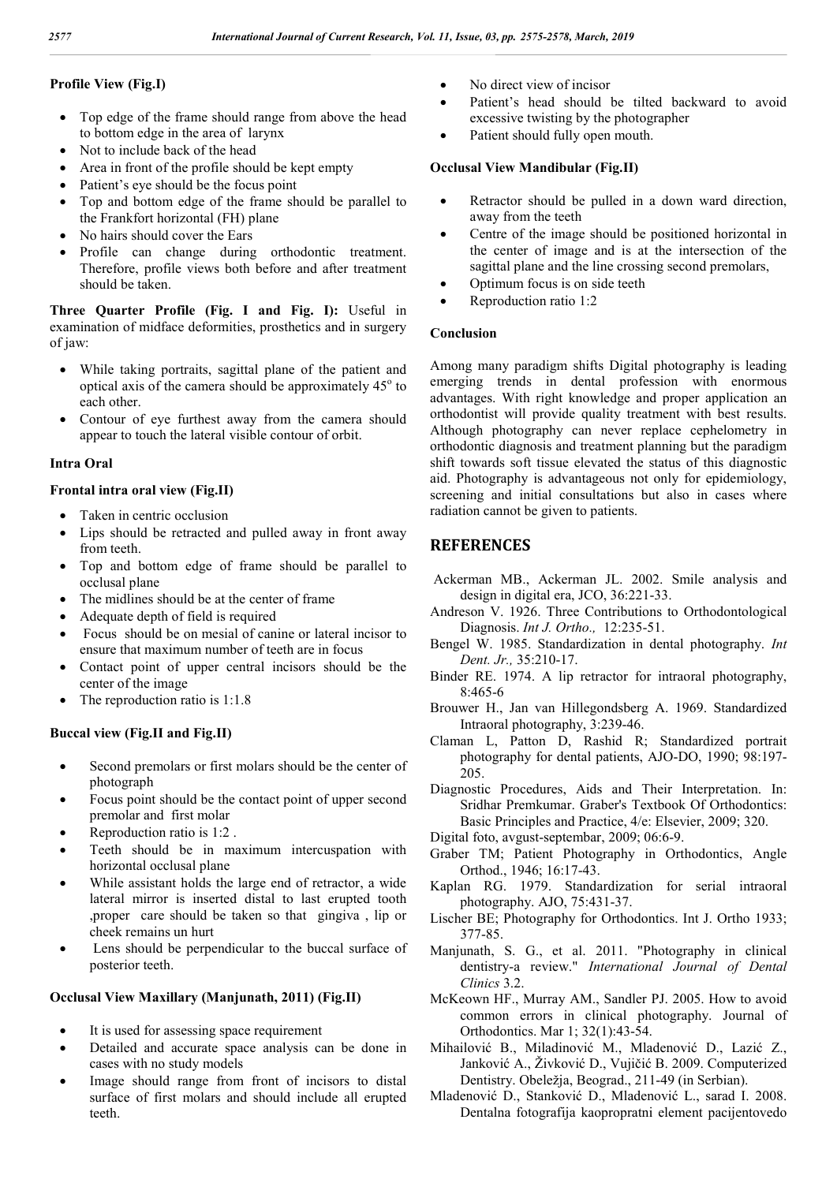### Profile View (Fig.I)

- Top edge of the frame should range from above the head to bottom edge in the area of larynx
- Not to include back of the head
- Area in front of the profile should be kept empty
- Patient's eye should be the focus point
- Top and bottom edge of the frame should be parallel to the Frankfort horizontal (FH) plane
- No hairs should cover the Ears
- Profile can change during orthodontic treatment. Therefore, profile views both before and after treatment should be taken.

**Three Quarter Profile (Fig. I and Fig. I):** Useful in examination of midface deformities, prosthetics and in surgery of jaw:

- While taking portraits, sagittal plane of the patient and optical axis of the camera should be approximately 45º to each other.
- Contour of eye furthest away from the camera should appear to touch the lateral visible contour of orbit.

### Intra Oral

### Frontal intra oral view (Fig.II)

- Taken in centric occlusion
- Lips should be retracted and pulled away in front away from teeth.
- Top and bottom edge of frame should be parallel to occlusal plane
- The midlines should be at the center of frame
- Adequate depth of field is required
- Focus should be on mesial of canine or lateral incisor to ensure that maximum number of teeth are in focus
- Contact point of upper central incisors should be the center of the image
- The reproduction ratio is 1:1.8

### Buccal view (Fig.II and Fig.II)

- Second premolars or first molars should be the center of photograph
- Focus point should be the contact point of upper second premolar and first molar
- Reproduction ratio is 1:2 .
- Teeth should be in maximum intercuspation with horizontal occlusal plane
- While assistant holds the large end of retractor, a wide lateral mirror is inserted distal to last erupted tooth ,proper care should be taken so that gingiva , lip or cheek remains un hurt
- Lens should be perpendicular to the buccal surface of posterior teeth.

### Occlusal View Maxillary (Manjunath, 2011) (Fig.II)

- It is used for assessing space requirement
- Detailed and accurate space analysis can be done in cases with no study models
- Image should range from front of incisors to distal surface of first molars and should include all erupted teeth.
- No direct view of incisor
- Patient's head should be tilted backward to avoid excessive twisting by the photographer
- Patient should fully open mouth.

### Occlusal View Mandibular (Fig.II)

- Retractor should be pulled in a down ward direction, away from the teeth
- Centre of the image should be positioned horizontal in the center of image and is at the intersection of the sagittal plane and the line crossing second premolars,
- Optimum focus is on side teeth
- Reproduction ratio 1:2

### Conclusion

Among many paradigm shifts Digital photography is leading emerging trends in dental profession with enormous advantages. With right knowledge and proper application an orthodontist will provide quality treatment with best results. Although photography can never replace cephelometry in orthodontic diagnosis and treatment planning but the paradigm shift towards soft tissue elevated the status of this diagnostic aid. Photography is advantageous not only for epidemiology, screening and initial consultations but also in cases where radiation cannot be given to patients.

## REFERENCES

Ackerman MB., Ackerman JL. 2002. Smile analysis and design in digital era, JCO, 36:221-33.

Andreson V. 1926. Three Contributions to Orthodontological Diagnosis. *Int J. Ortho.,* 12:235-51.

Bengel W. 1985. Standardization in dental photography. *Int Dent. Jr.,* 35:210-17.

Binder RE. 1974. A lip retractor for intraoral photography, 8:465-6

Brouwer H., Jan van Hillegondsberg A. 1969. Standardized Intraoral photography, 3:239-46.

Claman L, Patton D, Rashid R; Standardized portrait photography for dental patients, AJO-DO, 1990; 98:197-205.

Diagnostic Procedures, Aids and Their Interpretation. In: Sridhar Premkumar. Graber's Textbook Of Orthodontics: Basic Principles and Practice, 4/e: Elsevier, 2009; 320.

Digital foto, avgust-septembar, 2009; 06:6-9.

Graber TM; Patient Photography in Orthodontics, Angle Orthod., 1946; 16:17-43.

Kaplan RG. 1979. Standardization for serial intraoral photography. AJO, 75:431-37.

Lischer BE; Photography for Orthodontics. Int J. Ortho 1933; 377-85.

Manjunath, S. G., et al. 2011. "Photography in clinical dentistry-a review." *International Journal of Dental Clinics* 3.2.

McKeown HF., Murray AM., Sandler PJ. 2005. How to avoid common errors in clinical photography. Journal of Orthodontics. Mar 1; 32(1):43-54.

Mihailović B., Miladinović M., Mladenović D., Lazić Z., Janković A., Živković D., Vujičić B. 2009. Computerized Dentistry. Obeležja, Beograd., 211-49 (in Serbian).

Mladenović D., Stanković D., Mladenović L., sarad I. 2008. Dentalna fotografija kaopropratni element pacijentovedo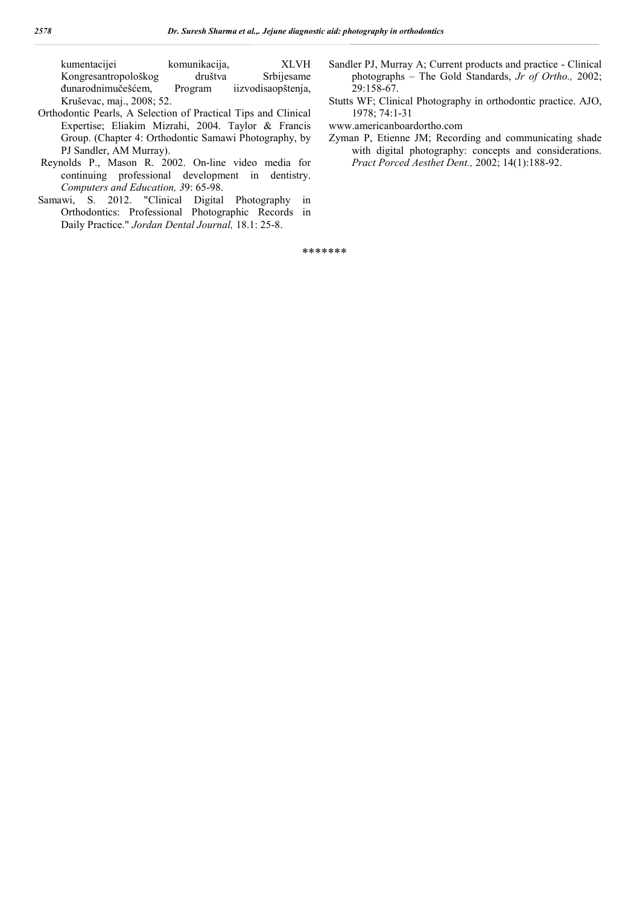kumentacijei komunikacija, XLVH Kongresantropološkog društva Srbijesame đunarodnimučešćem, Program iizvodisaopštenja, Kruševac, maj., 2008; 52.

Orthodontic Pearls, A Selection of Practical Tips and Clinical Expertise; Eliakim Mizrahi, 2004. Taylor & Francis Group. (Chapter 4: Orthodontic Samawi Photography, by PJ Sandler, AM Murray).

Reynolds P., Mason R. 2002. On-line video media for continuing professional development in dentistry. *Computers and Education, 3*9: 65-98.

Samawi, S. 2012. "Clinical Digital Photography in Orthodontics: Professional Photographic Records in Daily Practice." *Jordan Dental Journal,* 18.1: 25-8.

Sandler PJ, Murray A; Current products and practice - Clinical photographs – The Gold Standards, *Jr of Ortho.,* 2002; 29:158-67.

Stutts WF; Clinical Photography in orthodontic practice. AJO, 1978; 74:1-31

www.americanboardortho.com

Zyman P, Etienne JM; Recording and communicating shade with digital photography: concepts and considerations. *Pract Porced Aesthet Dent.,* 2002; 14(1):188-92.

*******